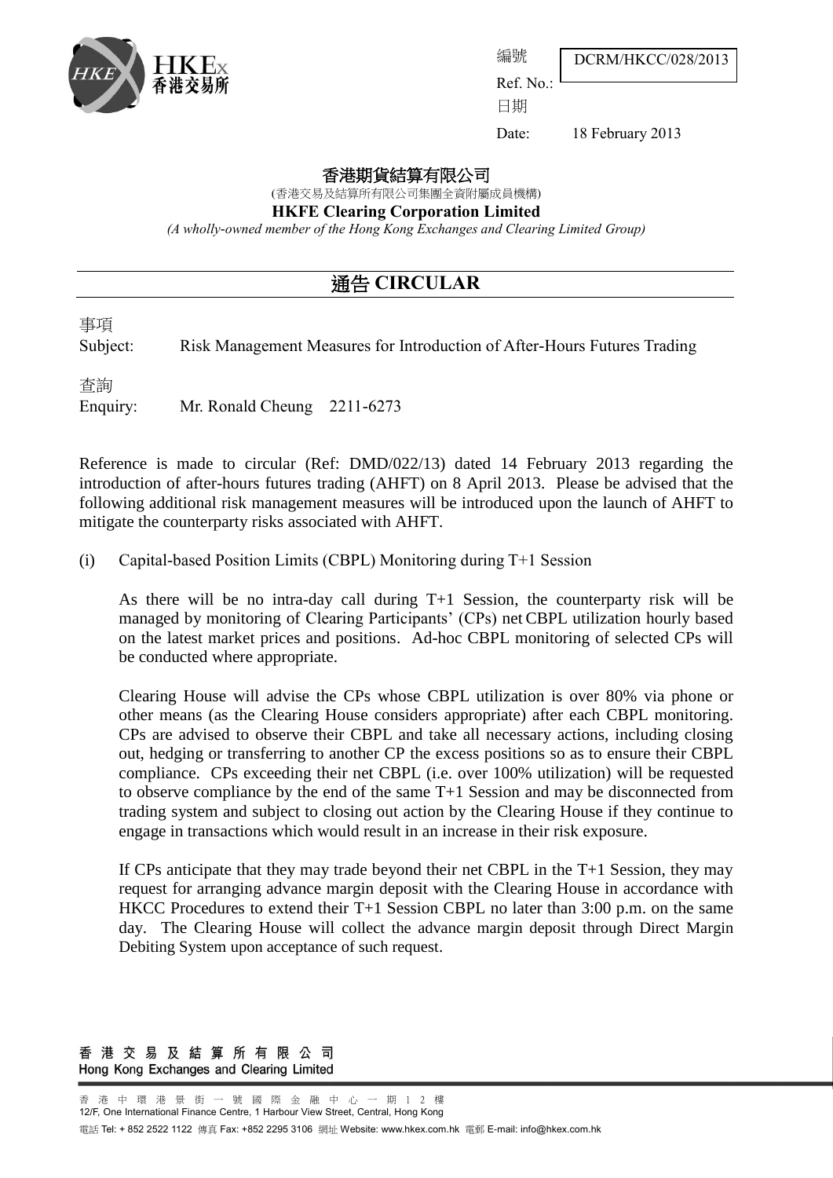HKEx 香港交易所

編號 Ref. No.: DCRM/HKCC/028/2013

日期 Date: 18 February 2013

## 香港期貨結算有限公司

(香港交易及結算所有限公司集團全資附屬成員機構)

**HKFE Clearing Corporation Limited**

*(A wholly-owned member of the Hong Kong Exchanges and Clearing Limited Group)*

# 通告 CIRCULAR

事項
Subject: Risk Management Measures for Introduction of After-Hours Futures Trading

查詢
Enquiry: Mr. Ronald Cheung 2211-6273

Reference is made to circular (Ref: DMD/022/13) dated 14 February 2013 regarding the introduction of after-hours futures trading (AHFT) on 8 April 2013. Please be advised that the following additional risk management measures will be introduced upon the launch of AHFT to mitigate the counterparty risks associated with AHFT.

(i) Capital-based Position Limits (CBPL) Monitoring during T+1 Session

As there will be no intra-day call during T+1 Session, the counterparty risk will be managed by monitoring of Clearing Participants' (CPs) net CBPL utilization hourly based on the latest market prices and positions. Ad-hoc CBPL monitoring of selected CPs will be conducted where appropriate.

Clearing House will advise the CPs whose CBPL utilization is over 80% via phone or other means (as the Clearing House considers appropriate) after each CBPL monitoring. CPs are advised to observe their CBPL and take all necessary actions, including closing out, hedging or transferring to another CP the excess positions so as to ensure their CBPL compliance. CPs exceeding their net CBPL (i.e. over 100% utilization) will be requested to observe compliance by the end of the same T+1 Session and may be disconnected from trading system and subject to closing out action by the Clearing House if they continue to engage in transactions which would result in an increase in their risk exposure.

If CPs anticipate that they may trade beyond their net CBPL in the T+1 Session, they may request for arranging advance margin deposit with the Clearing House in accordance with HKCC Procedures to extend their T+1 Session CBPL no later than 3:00 p.m. on the same day. The Clearing House will collect the advance margin deposit through Direct Margin Debiting System upon acceptance of such request.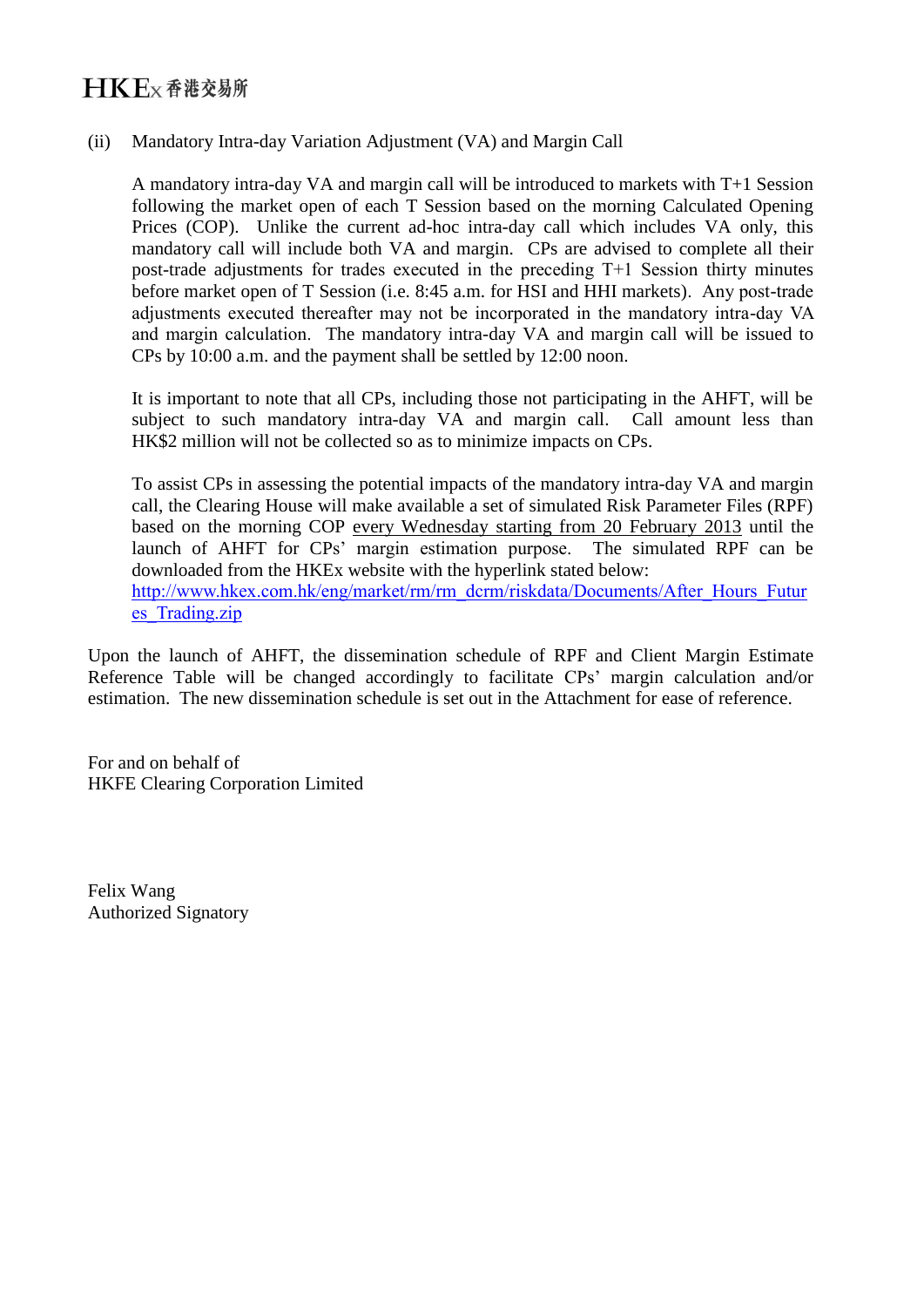(ii) Mandatory Intra-day Variation Adjustment (VA) and Margin Call

A mandatory intra-day VA and margin call will be introduced to markets with T+1 Session following the market open of each T Session based on the morning Calculated Opening Prices (COP). Unlike the current ad-hoc intra-day call which includes VA only, this mandatory call will include both VA and margin. CPs are advised to complete all their post-trade adjustments for trades executed in the preceding T+1 Session thirty minutes before market open of T Session (i.e. 8:45 a.m. for HSI and HHI markets). Any post-trade adjustments executed thereafter may not be incorporated in the mandatory intra-day VA and margin calculation. The mandatory intra-day VA and margin call will be issued to CPs by 10:00 a.m. and the payment shall be settled by 12:00 noon.

It is important to note that all CPs, including those not participating in the AHFT, will be subject to such mandatory intra-day VA and margin call. Call amount less than HK$2 million will not be collected so as to minimize impacts on CPs.

To assist CPs in assessing the potential impacts of the mandatory intra-day VA and margin call, the Clearing House will make available a set of simulated Risk Parameter Files (RPF) based on the morning COP every Wednesday starting from 20 February 2013 until the launch of AHFT for CPs' margin estimation purpose. The simulated RPF can be downloaded from the HKEx website with the hyperlink stated below:
http://www.hkex.com.hk/eng/market/rm/rm_dcrm/riskdata/Documents/After_Hours_Futures_Trading.zip

Upon the launch of AHFT, the dissemination schedule of RPF and Client Margin Estimate Reference Table will be changed accordingly to facilitate CPs' margin calculation and/or estimation. The new dissemination schedule is set out in the Attachment for ease of reference.

For and on behalf of
HKFE Clearing Corporation Limited

Felix Wang
Authorized Signatory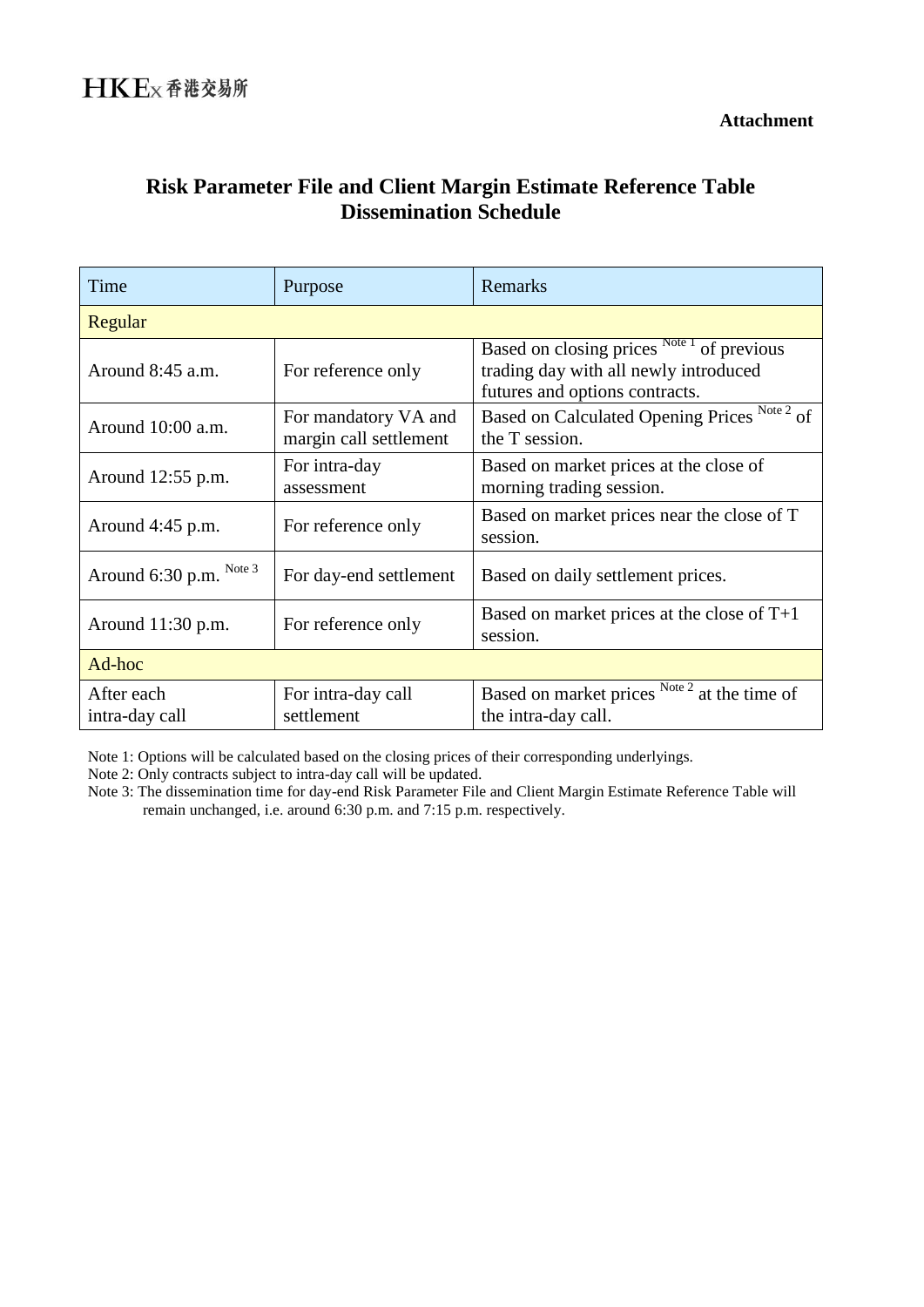HKEx 香港交易所

**Attachment**

# Risk Parameter File and Client Margin Estimate Reference Table Dissemination Schedule

| Time | Purpose | Remarks |
|---|---|---|
| Regular | | |
| Around 8:45 a.m. | For reference only | Based on closing prices [Note 1] of previous trading day with all newly introduced futures and options contracts. |
| Around 10:00 a.m. | For mandatory VA and margin call settlement | Based on Calculated Opening Prices [Note 2] of the T session. |
| Around 12:55 p.m. | For intra-day assessment | Based on market prices at the close of morning trading session. |
| Around 4:45 p.m. | For reference only | Based on market prices near the close of T session. |
| Around 6:30 p.m. [Note 3] | For day-end settlement | Based on daily settlement prices. |
| Around 11:30 p.m. | For reference only | Based on market prices at the close of T+1 session. |
| Ad-hoc | | |
| After each intra-day call | For intra-day call settlement | Based on market prices [Note 2] at the time of the intra-day call. |

Note 1: Options will be calculated based on the closing prices of their corresponding underlyings.
Note 2: Only contracts subject to intra-day call will be updated.
Note 3: The dissemination time for day-end Risk Parameter File and Client Margin Estimate Reference Table will remain unchanged, i.e. around 6:30 p.m. and 7:15 p.m. respectively.